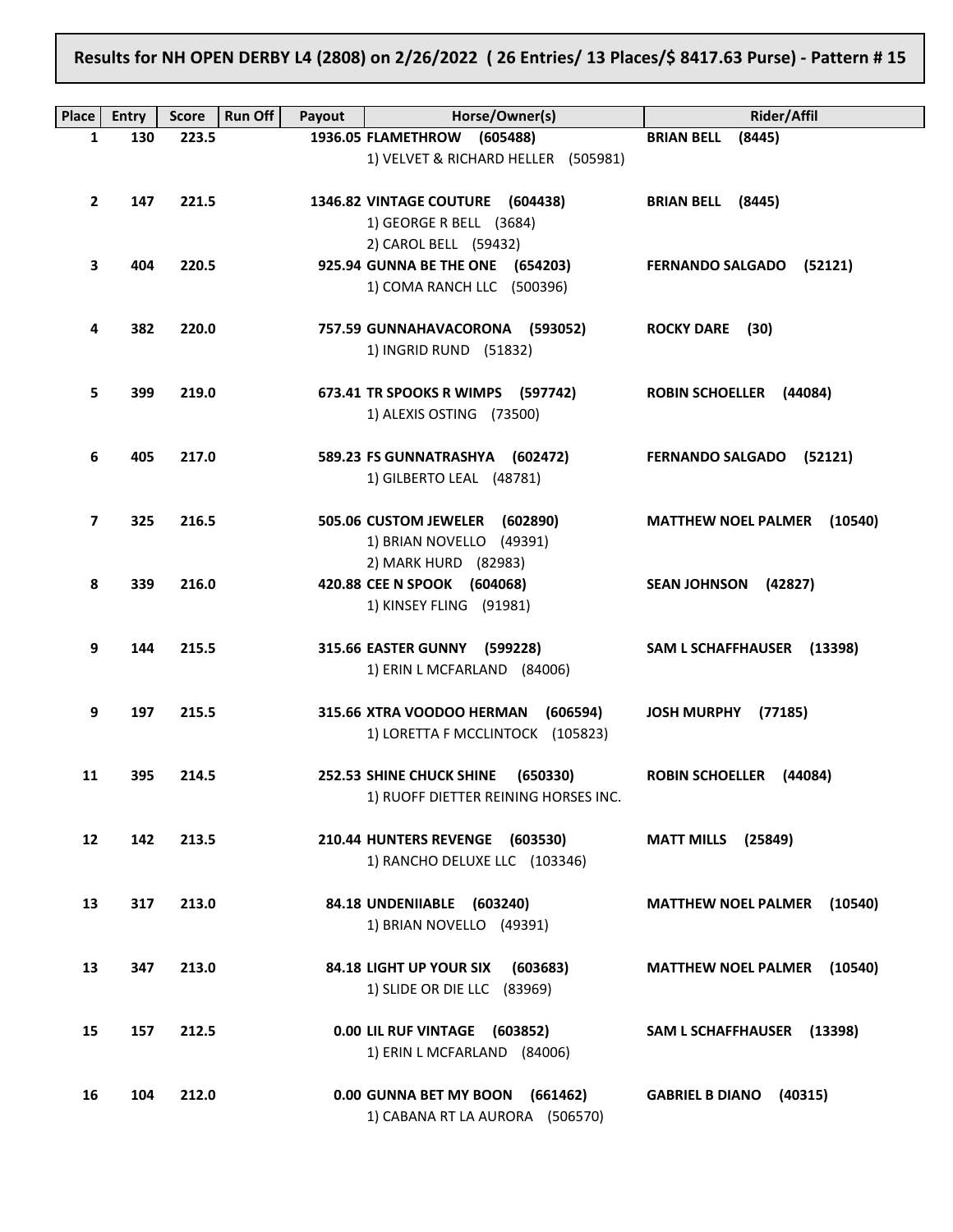**Results for NH OPEN DERBY L4 (2808) on 2/26/2022 ( 26 Entries/ 13 Places/$ 8417.63 Purse) - Pattern # 15**

| Place | Entry | Score | Run Off | Payout | Horse/Owner(s) | Rider/Affil |
|---|---|---|---|---|---|---|
| 1 | 130 | 223.5 | | 1936.05 | **FLAMETHROW (605488)**<br>1) VELVET & RICHARD HELLER (505981) | **BRIAN BELL (8445)** |
| 2 | 147 | 221.5 | | 1346.82 | **VINTAGE COUTURE (604438)**<br>1) GEORGE R BELL (3684)<br>2) CAROL BELL (59432) | **BRIAN BELL (8445)** |
| 3 | 404 | 220.5 | | 925.94 | **GUNNA BE THE ONE (654203)**<br>1) COMA RANCH LLC (500396) | **FERNANDO SALGADO (52121)** |
| 4 | 382 | 220.0 | | 757.59 | **GUNNAHAVACORONA (593052)**<br>1) INGRID RUND (51832) | **ROCKY DARE (30)** |
| 5 | 399 | 219.0 | | 673.41 | **TR SPOOKS R WIMPS (597742)**<br>1) ALEXIS OSTING (73500) | **ROBIN SCHOELLER (44084)** |
| 6 | 405 | 217.0 | | 589.23 | **FS GUNNATRASHYA (602472)**<br>1) GILBERTO LEAL (48781) | **FERNANDO SALGADO (52121)** |
| 7 | 325 | 216.5 | | 505.06 | **CUSTOM JEWELER (602890)**<br>1) BRIAN NOVELLO (49391)<br>2) MARK HURD (82983) | **MATTHEW NOEL PALMER (10540)** |
| 8 | 339 | 216.0 | | 420.88 | **CEE N SPOOK (604068)**<br>1) KINSEY FLING (91981) | **SEAN JOHNSON (42827)** |
| 9 | 144 | 215.5 | | 315.66 | **EASTER GUNNY (599228)**<br>1) ERIN L MCFARLAND (84006) | **SAM L SCHAFFHAUSER (13398)** |
| 9 | 197 | 215.5 | | 315.66 | **XTRA VOODOO HERMAN (606594)**<br>1) LORETTA F MCCLINTOCK (105823) | **JOSH MURPHY (77185)** |
| 11 | 395 | 214.5 | | 252.53 | **SHINE CHUCK SHINE (650330)**<br>1) RUOFF DIETTER REINING HORSES INC. | **ROBIN SCHOELLER (44084)** |
| 12 | 142 | 213.5 | | 210.44 | **HUNTERS REVENGE (603530)**<br>1) RANCHO DELUXE LLC (103346) | **MATT MILLS (25849)** |
| 13 | 317 | 213.0 | | 84.18 | **UNDENIIABLE (603240)**<br>1) BRIAN NOVELLO (49391) | **MATTHEW NOEL PALMER (10540)** |
| 13 | 347 | 213.0 | | 84.18 | **LIGHT UP YOUR SIX (603683)**<br>1) SLIDE OR DIE LLC (83969) | **MATTHEW NOEL PALMER (10540)** |
| 15 | 157 | 212.5 | | 0.00 | **LIL RUF VINTAGE (603852)**<br>1) ERIN L MCFARLAND (84006) | **SAM L SCHAFFHAUSER (13398)** |
| 16 | 104 | 212.0 | | 0.00 | **GUNNA BET MY BOON (661462)**<br>1) CABANA RT LA AURORA (506570) | **GABRIEL B DIANO (40315)** |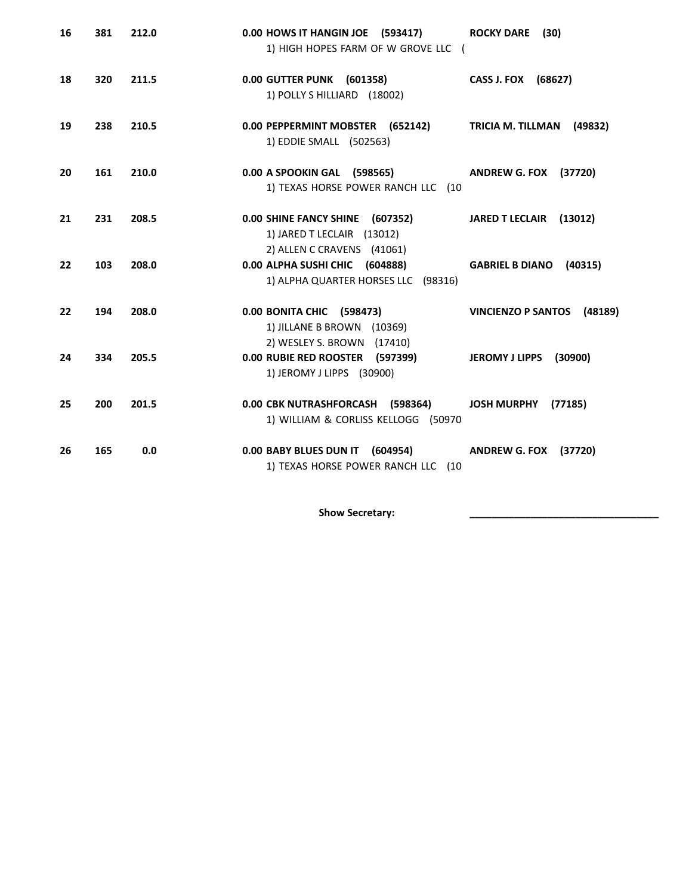| Place | Back # | Score | Money | Horse / Owner(s) | Rider |
|---|---|---|---|---|---|
| 16 | 381 | 212.0 | 0.00 | **HOWS IT HANGIN JOE (593417)**<br>1) HIGH HOPES FARM OF W GROVE LLC ( | **ROCKY DARE (30)** |
| 18 | 320 | 211.5 | 0.00 | **GUTTER PUNK (601358)**<br>1) POLLY S HILLIARD (18002) | **CASS J. FOX (68627)** |
| 19 | 238 | 210.5 | 0.00 | **PEPPERMINT MOBSTER (652142)**<br>1) EDDIE SMALL (502563) | **TRICIA M. TILLMAN (49832)** |
| 20 | 161 | 210.0 | 0.00 | **A SPOOKIN GAL (598565)**<br>1) TEXAS HORSE POWER RANCH LLC (10 | **ANDREW G. FOX (37720)** |
| 21 | 231 | 208.5 | 0.00 | **SHINE FANCY SHINE (607352)**<br>1) JARED T LECLAIR (13012)<br>2) ALLEN C CRAVENS (41061) | **JARED T LECLAIR (13012)** |
| 22 | 103 | 208.0 | 0.00 | **ALPHA SUSHI CHIC (604888)**<br>1) ALPHA QUARTER HORSES LLC (98316) | **GABRIEL B DIANO (40315)** |
| 22 | 194 | 208.0 | 0.00 | **BONITA CHIC (598473)**<br>1) JILLANE B BROWN (10369)<br>2) WESLEY S. BROWN (17410) | **VINCIENZO P SANTOS (48189)** |
| 24 | 334 | 205.5 | 0.00 | **RUBIE RED ROOSTER (597399)**<br>1) JEROMY J LIPPS (30900) | **JEROMY J LIPPS (30900)** |
| 25 | 200 | 201.5 | 0.00 | **CBK NUTRASHFORCASH (598364)**<br>1) WILLIAM & CORLISS KELLOGG (50970 | **JOSH MURPHY (77185)** |
| 26 | 165 | 0.0 | 0.00 | **BABY BLUES DUN IT (604954)**<br>1) TEXAS HORSE POWER RANCH LLC (10 | **ANDREW G. FOX (37720)** |

**Show Secretary:** ________________________________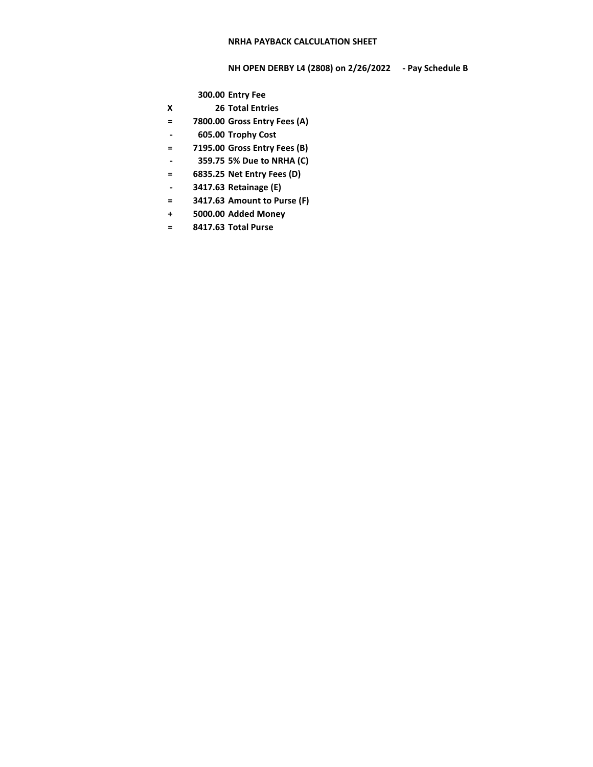**NRHA PAYBACK CALCULATION SHEET**

**NH OPEN DERBY L4 (2808) on 2/26/2022 - Pay Schedule B**

| | | |
|---|---|---|
| | 300.00 | Entry Fee |
| X | 26 | Total Entries |
| = | 7800.00 | Gross Entry Fees (A) |
| - | 605.00 | Trophy Cost |
| = | 7195.00 | Gross Entry Fees (B) |
| - | 359.75 | 5% Due to NRHA (C) |
| = | 6835.25 | Net Entry Fees (D) |
| - | 3417.63 | Retainage (E) |
| = | 3417.63 | Amount to Purse (F) |
| + | 5000.00 | Added Money |
| = | 8417.63 | Total Purse |